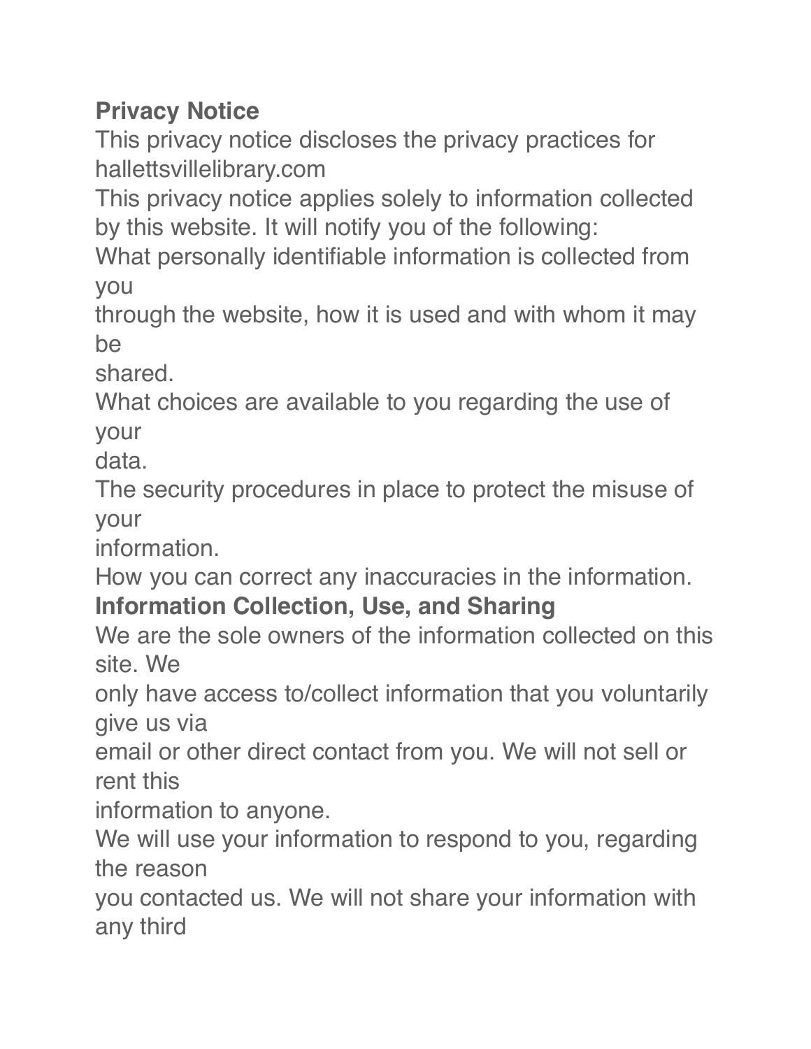**Privacy Notice**

This privacy notice discloses the privacy practices for hallettsvillelibrary.com

This privacy notice applies solely to information collected by this website. It will notify you of the following:

What personally identifiable information is collected from you through the website, how it is used and with whom it may be shared.

What choices are available to you regarding the use of your data.

The security procedures in place to protect the misuse of your information.

How you can correct any inaccuracies in the information.

**Information Collection, Use, and Sharing**

We are the sole owners of the information collected on this site. We only have access to/collect information that you voluntarily give us via email or other direct contact from you. We will not sell or rent this information to anyone.

We will use your information to respond to you, regarding the reason you contacted us. We will not share your information with any third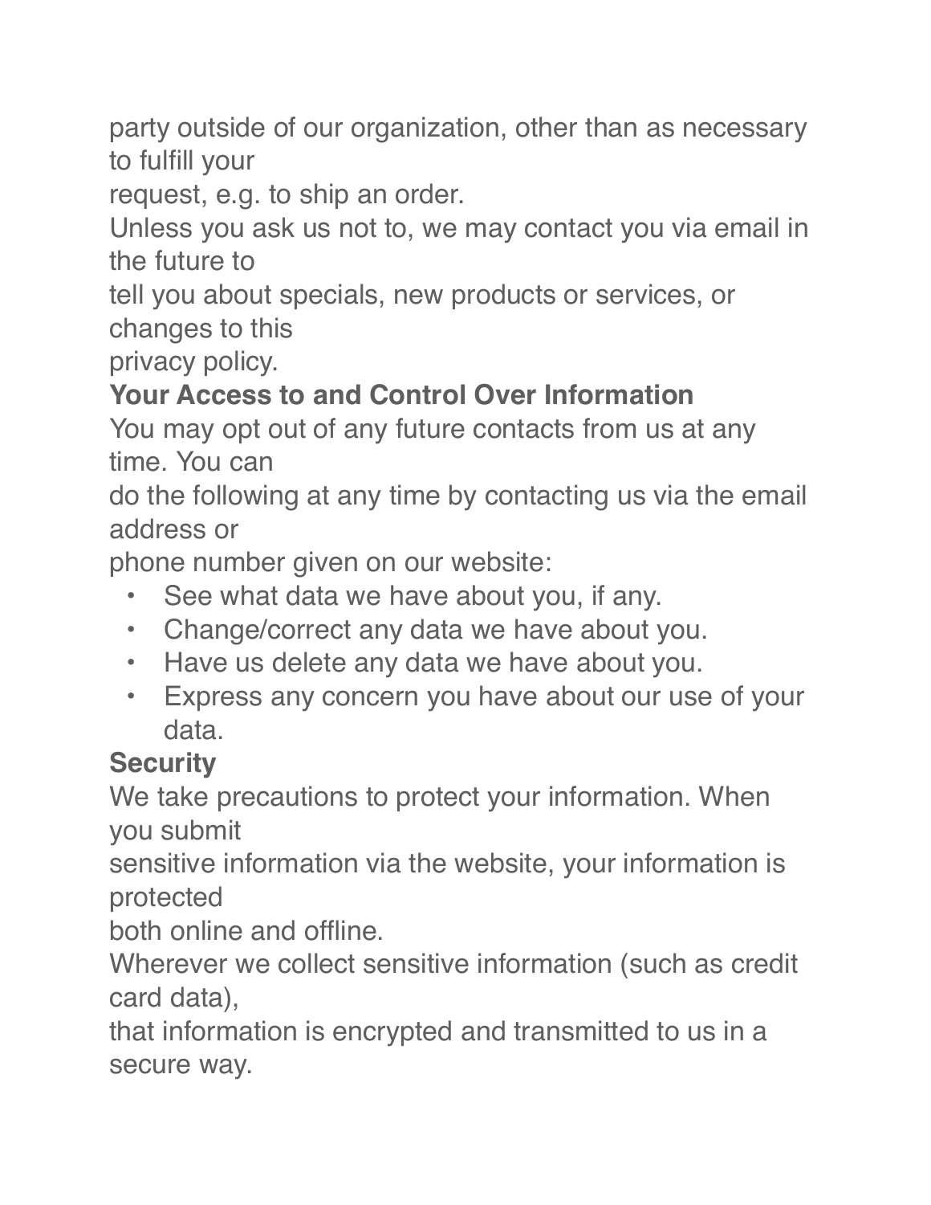party outside of our organization, other than as necessary to fulfill your request, e.g. to ship an order.

Unless you ask us not to, we may contact you via email in the future to tell you about specials, new products or services, or changes to this privacy policy.

## Your Access to and Control Over Information

You may opt out of any future contacts from us at any time. You can do the following at any time by contacting us via the email address or phone number given on our website:

- See what data we have about you, if any.
- Change/correct any data we have about you.
- Have us delete any data we have about you.
- Express any concern you have about our use of your data.

## Security

We take precautions to protect your information. When you submit sensitive information via the website, your information is protected both online and offline.

Wherever we collect sensitive information (such as credit card data), that information is encrypted and transmitted to us in a secure way.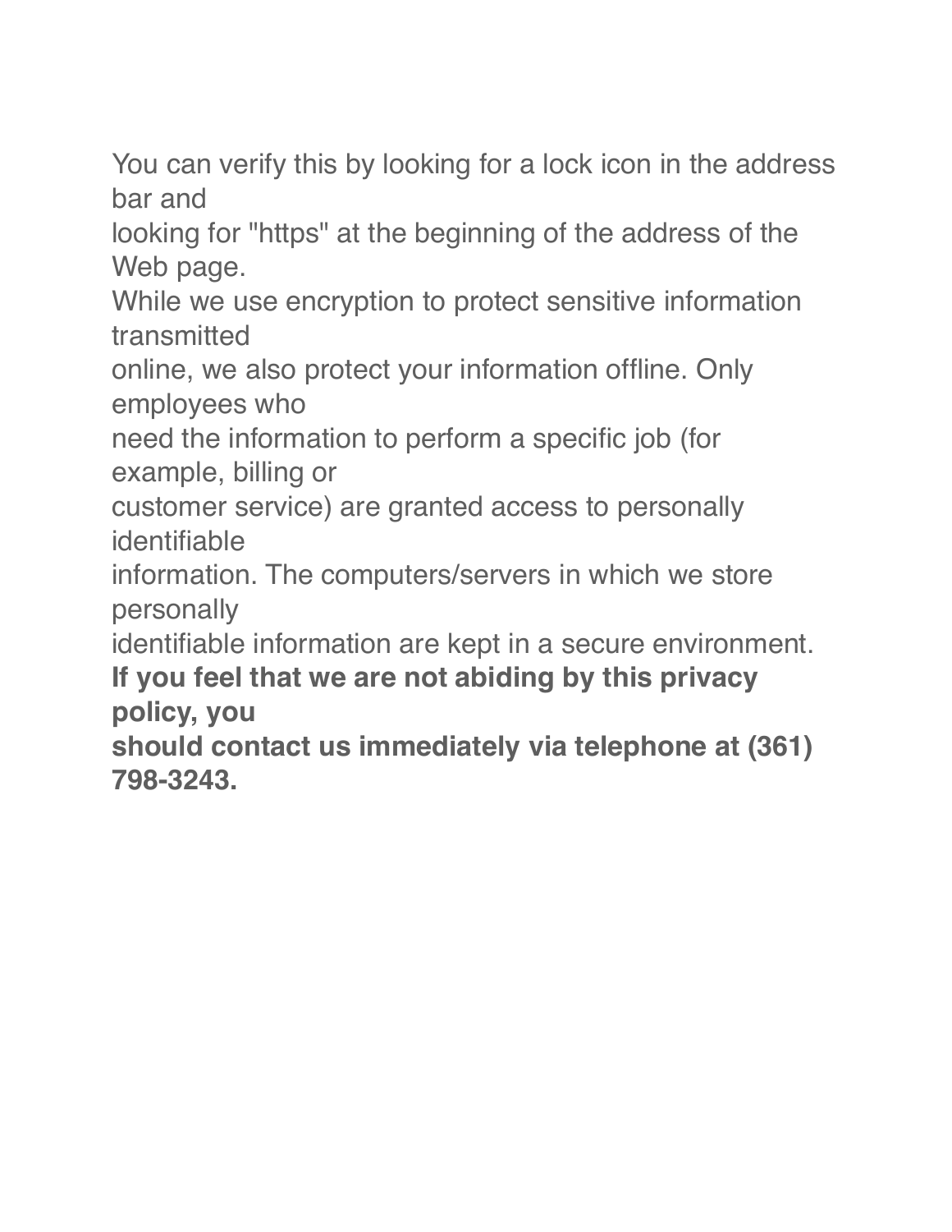You can verify this by looking for a lock icon in the address bar and looking for "https" at the beginning of the address of the Web page.

While we use encryption to protect sensitive information transmitted online, we also protect your information offline. Only employees who need the information to perform a specific job (for example, billing or customer service) are granted access to personally identifiable information. The computers/servers in which we store personally identifiable information are kept in a secure environment.

**If you feel that we are not abiding by this privacy policy, you should contact us immediately via telephone at (361) 798-3243.**